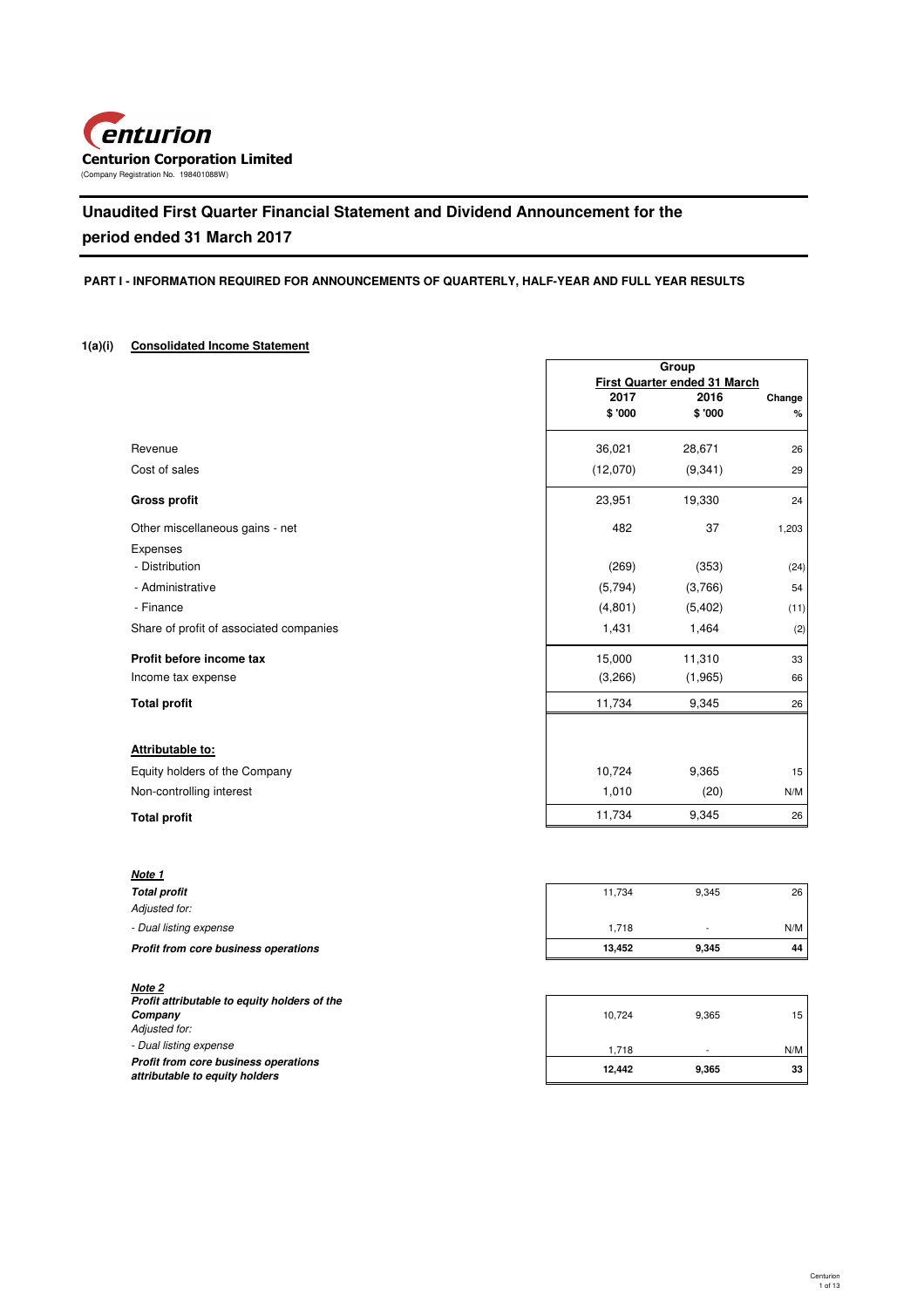**Centurion Corporation Limited**
(Company Registration No. 198401088W)

# Unaudited First Quarter Financial Statement and Dividend Announcement for the period ended 31 March 2017

**PART I - INFORMATION REQUIRED FOR ANNOUNCEMENTS OF QUARTERLY, HALF-YEAR AND FULL YEAR RESULTS**

**1(a)(i) Consolidated Income Statement**

| | Group | | |
|---|---|---|---|
| | First Quarter ended 31 March | | |
| | 2017 $ '000 | 2016 $ '000 | Change % |
| Revenue | 36,021 | 28,671 | 26 |
| Cost of sales | (12,070) | (9,341) | 29 |
| **Gross profit** | 23,951 | 19,330 | 24 |
| Other miscellaneous gains - net | 482 | 37 | 1,203 |
| Expenses | | | |
| - Distribution | (269) | (353) | (24) |
| - Administrative | (5,794) | (3,766) | 54 |
| - Finance | (4,801) | (5,402) | (11) |
| Share of profit of associated companies | 1,431 | 1,464 | (2) |
| **Profit before income tax** | 15,000 | 11,310 | 33 |
| Income tax expense | (3,266) | (1,965) | 66 |
| **Total profit** | 11,734 | 9,345 | 26 |
| | | | |
| **Attributable to:** | | | |
| Equity holders of the Company | 10,724 | 9,365 | 15 |
| Non-controlling interest | 1,010 | (20) | N/M |
| **Total profit** | 11,734 | 9,345 | 26 |

***Note 1***

| | | | |
|---|---|---|---|
| ***Total profit*** | 11,734 | 9,345 | 26 |
| *Adjusted for:* | | | |
| *- Dual listing expense* | 1,718 | - | N/M |
| ***Profit from core business operations*** | **13,452** | **9,345** | **44** |

***Note 2***

| | | | |
|---|---|---|---|
| ***Profit attributable to equity holders of the Company*** | 10,724 | 9,365 | 15 |
| *Adjusted for:* | | | |
| *- Dual listing expense* | 1,718 | - | N/M |
| ***Profit from core business operations attributable to equity holders*** | **12,442** | **9,365** | **33** |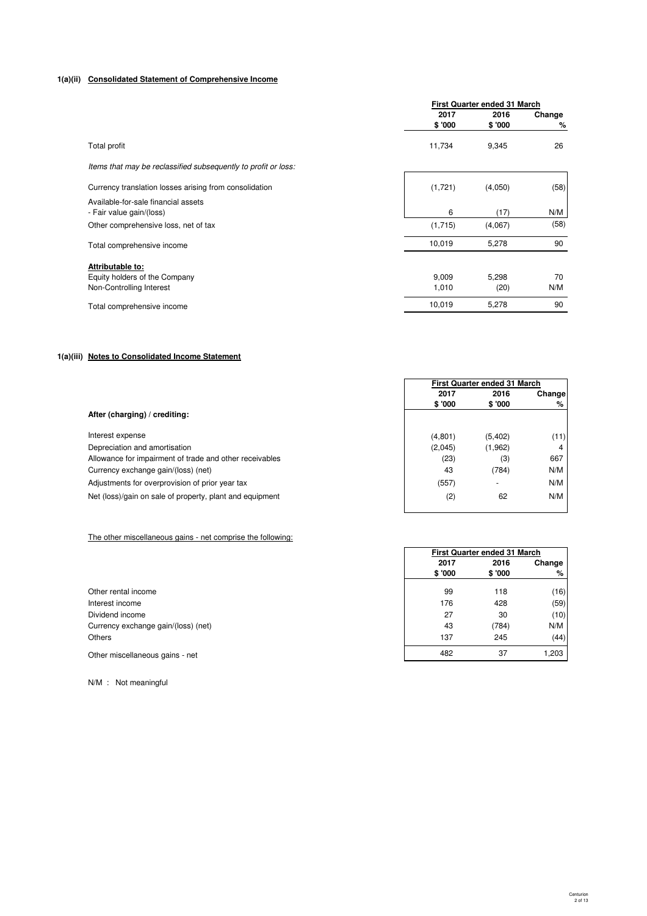#### 1(a)(ii) Consolidated Statement of Comprehensive Income

| | First Quarter ended 31 March | | |
|---|---|---|---|
| | 2017<br>$ '000 | 2016<br>$ '000 | Change<br>% |
| Total profit | 11,734 | 9,345 | 26 |
| *Items that may be reclassified subsequently to profit or loss:* | | | |
| Currency translation losses arising from consolidation | (1,721) | (4,050) | (58) |
| Available-for-sale financial assets<br>- Fair value gain/(loss) | 6 | (17) | N/M |
| Other comprehensive loss, net of tax | (1,715) | (4,067) | (58) |
| Total comprehensive income | 10,019 | 5,278 | 90 |
| **Attributable to:** | | | |
| Equity holders of the Company | 9,009 | 5,298 | 70 |
| Non-Controlling Interest | 1,010 | (20) | N/M |
| Total comprehensive income | 10,019 | 5,278 | 90 |

#### 1(a)(iii) Notes to Consolidated Income Statement

| | First Quarter ended 31 March | | |
|---|---|---|---|
| | 2017<br>$ '000 | 2016<br>$ '000 | Change<br>% |
| **After (charging) / crediting:** | | | |
| Interest expense | (4,801) | (5,402) | (11) |
| Depreciation and amortisation | (2,045) | (1,962) | 4 |
| Allowance for impairment of trade and other receivables | (23) | (3) | 667 |
| Currency exchange gain/(loss) (net) | 43 | (784) | N/M |
| Adjustments for overprovision of prior year tax | (557) | - | N/M |
| Net (loss)/gain on sale of property, plant and equipment | (2) | 62 | N/M |

The other miscellaneous gains - net comprise the following:

| | First Quarter ended 31 March | | |
|---|---|---|---|
| | 2017<br>$ '000 | 2016<br>$ '000 | Change<br>% |
| Other rental income | 99 | 118 | (16) |
| Interest income | 176 | 428 | (59) |
| Dividend income | 27 | 30 | (10) |
| Currency exchange gain/(loss) (net) | 43 | (784) | N/M |
| Others | 137 | 245 | (44) |
| Other miscellaneous gains - net | 482 | 37 | 1,203 |

N/M : Not meaningful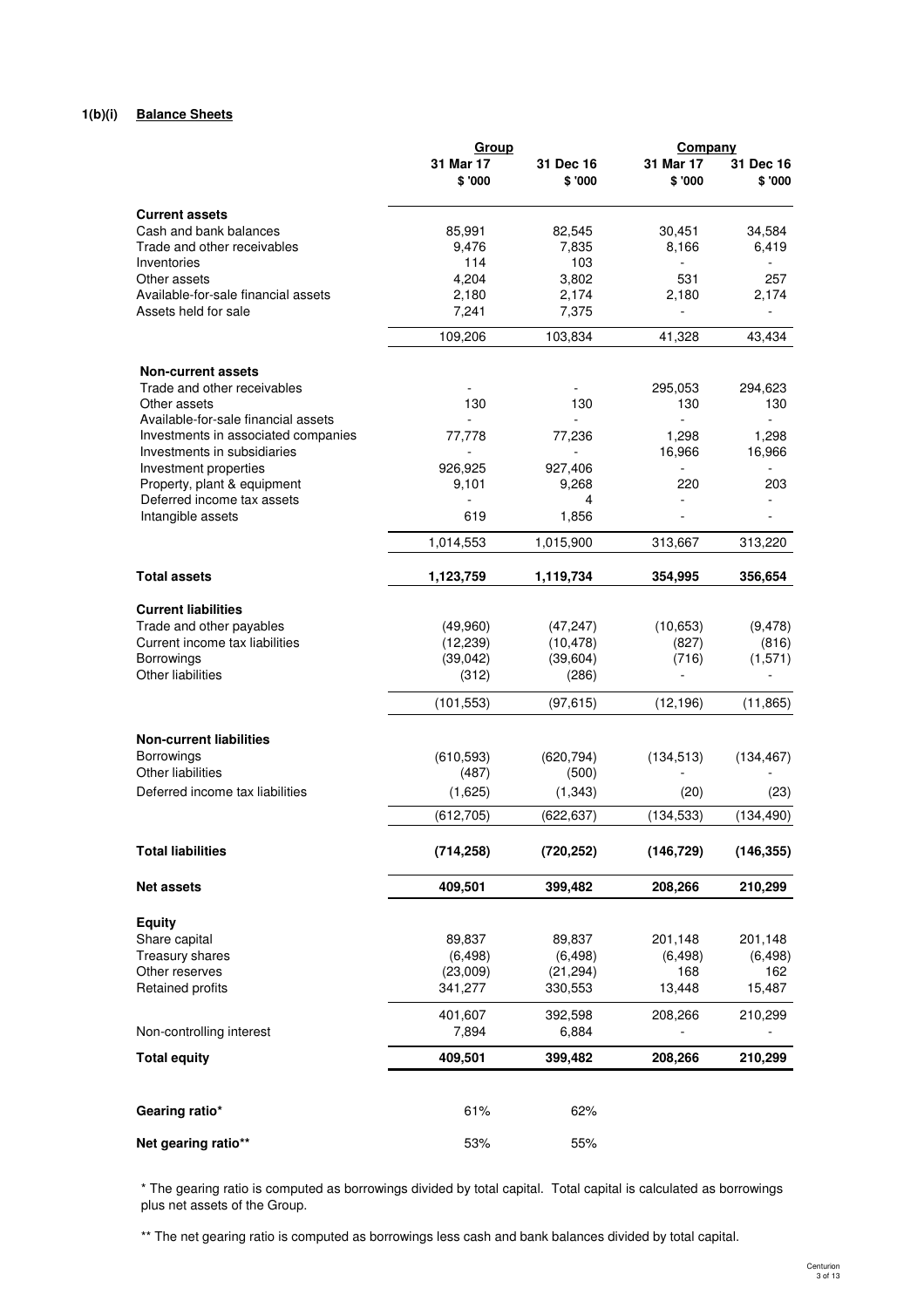**1(b)(i) Balance Sheets**

| | Group | | Company | |
|---|---|---|---|---|
| | 31 Mar 17 | 31 Dec 16 | 31 Mar 17 | 31 Dec 16 |
| | $ '000 | $ '000 | $ '000 | $ '000 |
| **Current assets** | | | | |
| Cash and bank balances | 85,991 | 82,545 | 30,451 | 34,584 |
| Trade and other receivables | 9,476 | 7,835 | 8,166 | 6,419 |
| Inventories | 114 | 103 | - | - |
| Other assets | 4,204 | 3,802 | 531 | 257 |
| Available-for-sale financial assets | 2,180 | 2,174 | 2,180 | 2,174 |
| Assets held for sale | 7,241 | 7,375 | - | - |
| | 109,206 | 103,834 | 41,328 | 43,434 |
| **Non-current assets** | | | | |
| Trade and other receivables | - | - | 295,053 | 294,623 |
| Other assets | 130 | 130 | 130 | 130 |
| Available-for-sale financial assets | - | - | - | - |
| Investments in associated companies | 77,778 | 77,236 | 1,298 | 1,298 |
| Investments in subsidiaries | - | - | 16,966 | 16,966 |
| Investment properties | 926,925 | 927,406 | - | - |
| Property, plant & equipment | 9,101 | 9,268 | 220 | 203 |
| Deferred income tax assets | - | 4 | - | - |
| Intangible assets | 619 | 1,856 | - | - |
| | 1,014,553 | 1,015,900 | 313,667 | 313,220 |
| **Total assets** | **1,123,759** | **1,119,734** | **354,995** | **356,654** |
| **Current liabilities** | | | | |
| Trade and other payables | (49,960) | (47,247) | (10,653) | (9,478) |
| Current income tax liabilities | (12,239) | (10,478) | (827) | (816) |
| Borrowings | (39,042) | (39,604) | (716) | (1,571) |
| Other liabilities | (312) | (286) | - | - |
| | (101,553) | (97,615) | (12,196) | (11,865) |
| **Non-current liabilities** | | | | |
| Borrowings | (610,593) | (620,794) | (134,513) | (134,467) |
| Other liabilities | (487) | (500) | - | - |
| Deferred income tax liabilities | (1,625) | (1,343) | (20) | (23) |
| | (612,705) | (622,637) | (134,533) | (134,490) |
| **Total liabilities** | **(714,258)** | **(720,252)** | **(146,729)** | **(146,355)** |
| **Net assets** | **409,501** | **399,482** | **208,266** | **210,299** |
| **Equity** | | | | |
| Share capital | 89,837 | 89,837 | 201,148 | 201,148 |
| Treasury shares | (6,498) | (6,498) | (6,498) | (6,498) |
| Other reserves | (23,009) | (21,294) | 168 | 162 |
| Retained profits | 341,277 | 330,553 | 13,448 | 15,487 |
| | 401,607 | 392,598 | 208,266 | 210,299 |
| Non-controlling interest | 7,894 | 6,884 | - | - |
| **Total equity** | **409,501** | **399,482** | **208,266** | **210,299** |
| **Gearing ratio*** | 61% | 62% | | |
| **Net gearing ratio**** | 53% | 55% | | |

* The gearing ratio is computed as borrowings divided by total capital. Total capital is calculated as borrowings plus net assets of the Group.

** The net gearing ratio is computed as borrowings less cash and bank balances divided by total capital.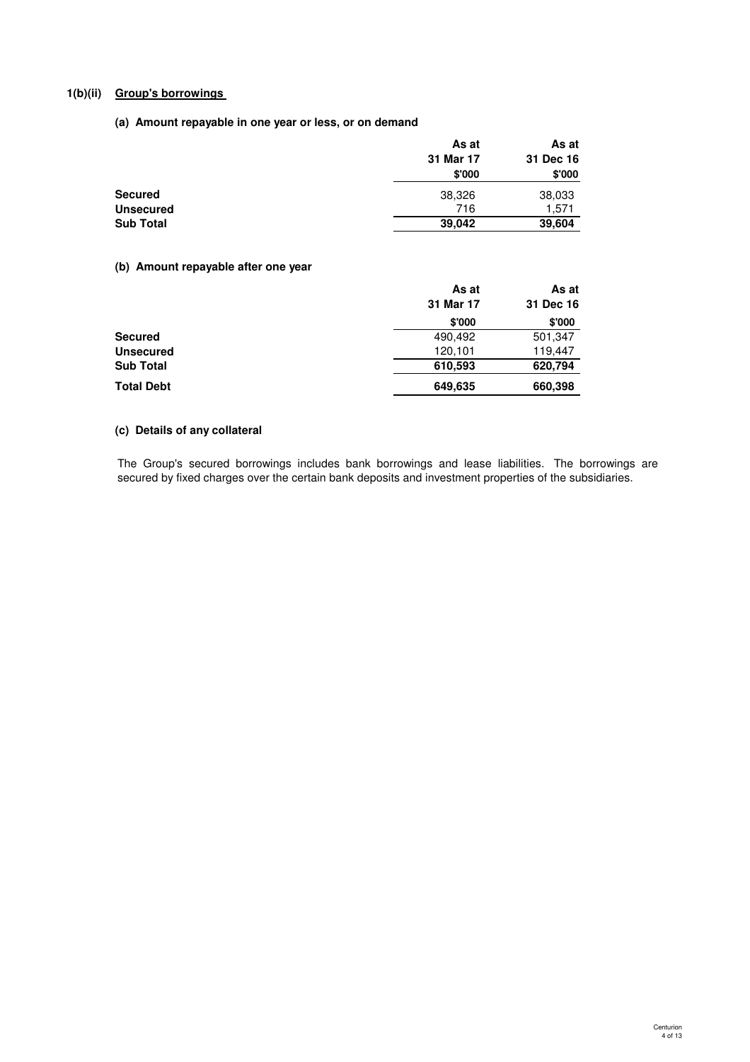### 1(b)(ii) Group's borrowings

#### (a) Amount repayable in one year or less, or on demand

| | As at 31 Mar 17 | As at 31 Dec 16 |
|---|---|---|
| | $'000 | $'000 |
| **Secured** | 38,326 | 38,033 |
| **Unsecured** | 716 | 1,571 |
| **Sub Total** | **39,042** | **39,604** |

#### (b) Amount repayable after one year

| | As at 31 Mar 17 | As at 31 Dec 16 |
|---|---|---|
| | $'000 | $'000 |
| **Secured** | 490,492 | 501,347 |
| **Unsecured** | 120,101 | 119,447 |
| **Sub Total** | **610,593** | **620,794** |
| **Total Debt** | **649,635** | **660,398** |

#### (c) Details of any collateral

The Group's secured borrowings includes bank borrowings and lease liabilities. The borrowings are secured by fixed charges over the certain bank deposits and investment properties of the subsidiaries.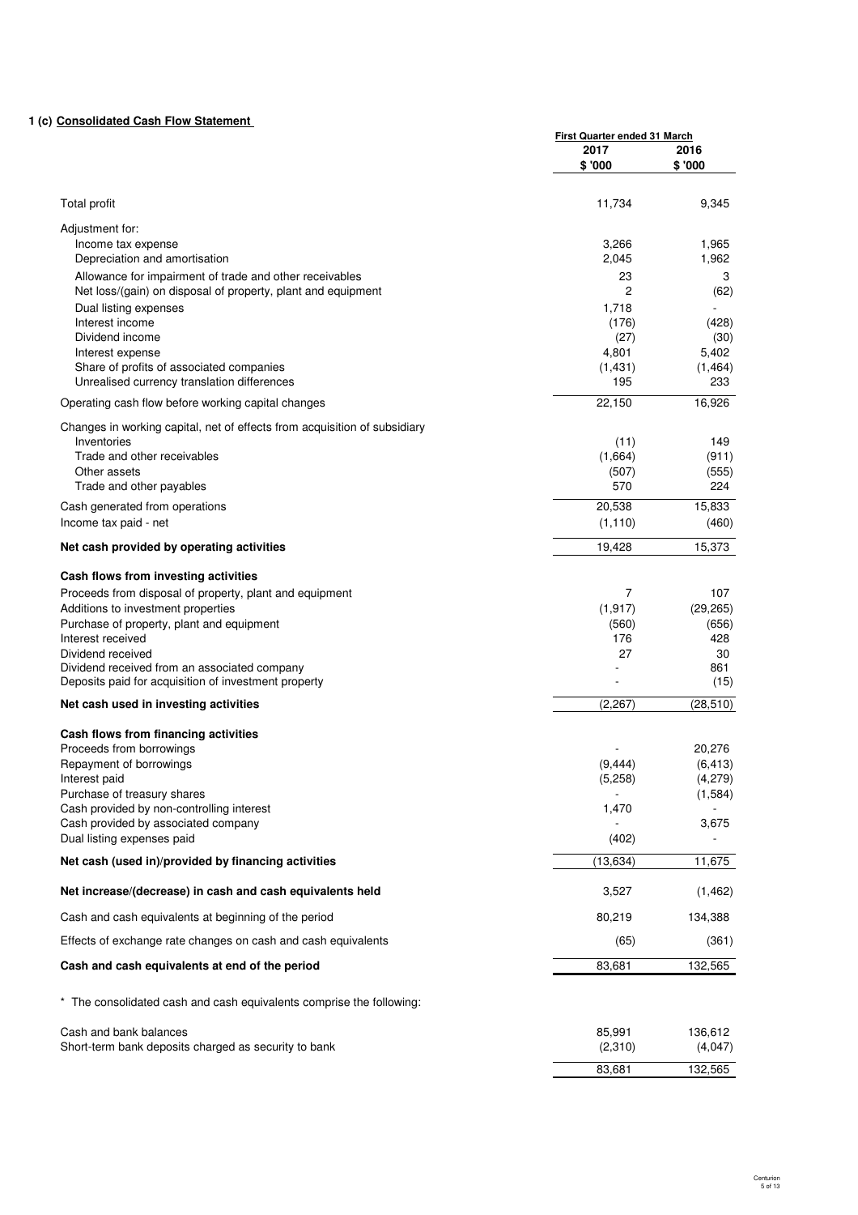### 1 (c) Consolidated Cash Flow Statement

| | First Quarter ended 31 March | |
|---|---|---|
| | 2017 | 2016 |
| | $ '000 | $ '000 |
| Total profit | 11,734 | 9,345 |
| Adjustment for: | | |
| Income tax expense | 3,266 | 1,965 |
| Depreciation and amortisation | 2,045 | 1,962 |
| Allowance for impairment of trade and other receivables | 23 | 3 |
| Net loss/(gain) on disposal of property, plant and equipment | 2 | (62) |
| Dual listing expenses | 1,718 | - |
| Interest income | (176) | (428) |
| Dividend income | (27) | (30) |
| Interest expense | 4,801 | 5,402 |
| Share of profits of associated companies | (1,431) | (1,464) |
| Unrealised currency translation differences | 195 | 233 |
| Operating cash flow before working capital changes | 22,150 | 16,926 |
| Changes in working capital, net of effects from acquisition of subsidiary | | |
| Inventories | (11) | 149 |
| Trade and other receivables | (1,664) | (911) |
| Other assets | (507) | (555) |
| Trade and other payables | 570 | 224 |
| Cash generated from operations | 20,538 | 15,833 |
| Income tax paid - net | (1,110) | (460) |
| **Net cash provided by operating activities** | 19,428 | 15,373 |
| **Cash flows from investing activities** | | |
| Proceeds from disposal of property, plant and equipment | 7 | 107 |
| Additions to investment properties | (1,917) | (29,265) |
| Purchase of property, plant and equipment | (560) | (656) |
| Interest received | 176 | 428 |
| Dividend received | 27 | 30 |
| Dividend received from an associated company | - | 861 |
| Deposits paid for acquisition of investment property | - | (15) |
| **Net cash used in investing activities** | (2,267) | (28,510) |
| **Cash flows from financing activities** | | |
| Proceeds from borrowings | - | 20,276 |
| Repayment of borrowings | (9,444) | (6,413) |
| Interest paid | (5,258) | (4,279) |
| Purchase of treasury shares | - | (1,584) |
| Cash provided by non-controlling interest | 1,470 | - |
| Cash provided by associated company | - | 3,675 |
| Dual listing expenses paid | (402) | - |
| **Net cash (used in)/provided by financing activities** | (13,634) | 11,675 |
| **Net increase/(decrease) in cash and cash equivalents held** | 3,527 | (1,462) |
| Cash and cash equivalents at beginning of the period | 80,219 | 134,388 |
| Effects of exchange rate changes on cash and cash equivalents | (65) | (361) |
| **Cash and cash equivalents at end of the period** | 83,681 | 132,565 |

\* The consolidated cash and cash equivalents comprise the following:

| | 2017 | 2016 |
|---|---|---|
| Cash and bank balances | 85,991 | 136,612 |
| Short-term bank deposits charged as security to bank | (2,310) | (4,047) |
| | 83,681 | 132,565 |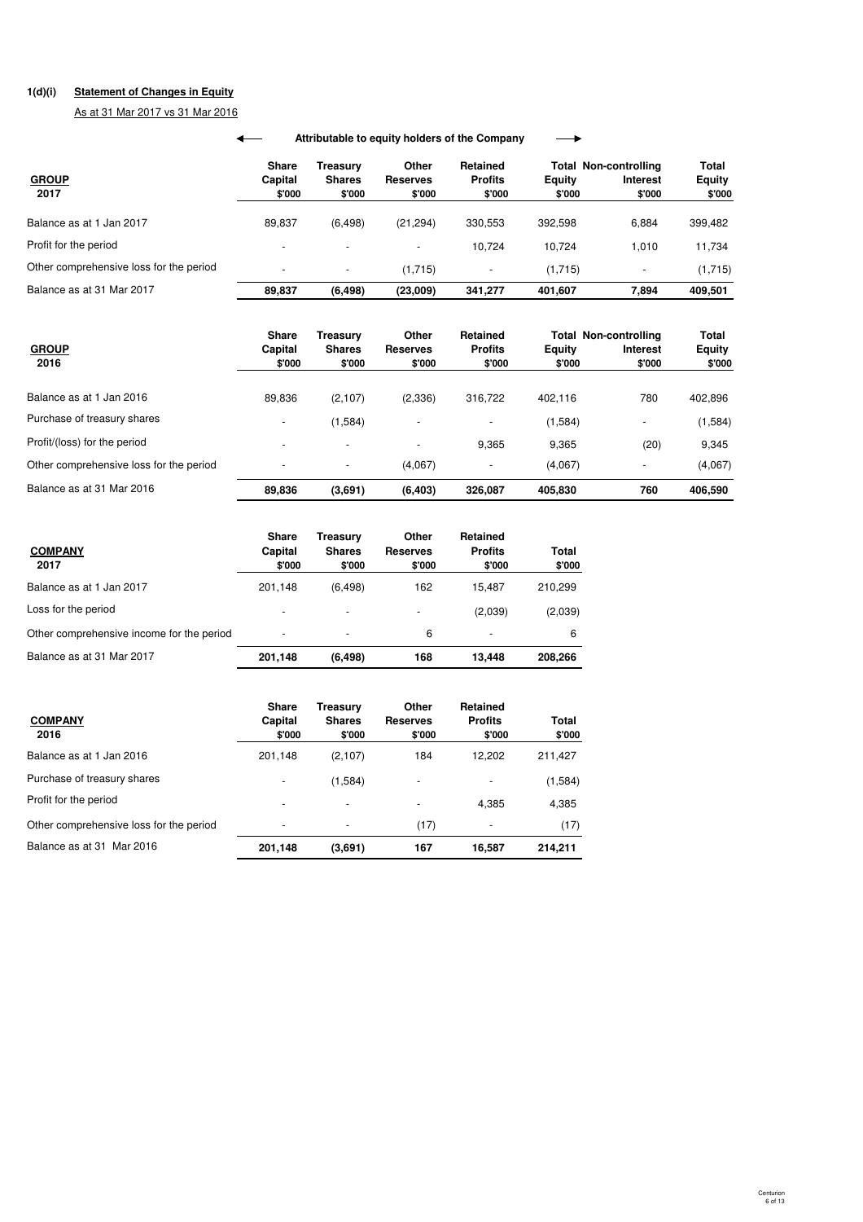**1(d)(i) Statement of Changes in Equity**

As at 31 Mar 2017 vs 31 Mar 2016

| | Attributable to equity holders of the Company | | | | | | |
|---|---|---|---|---|---|---|---|
| **GROUP 2017** | **Share Capital $'000** | **Treasury Shares $'000** | **Other Reserves $'000** | **Retained Profits $'000** | **Total Equity $'000** | **Non-controlling Interest $'000** | **Total Equity $'000** |
| Balance as at 1 Jan 2017 | 89,837 | (6,498) | (21,294) | 330,553 | 392,598 | 6,884 | 399,482 |
| Profit for the period | - | - | - | 10,724 | 10,724 | 1,010 | 11,734 |
| Other comprehensive loss for the period | - | - | (1,715) | - | (1,715) | - | (1,715) |
| Balance as at 31 Mar 2017 | **89,837** | **(6,498)** | **(23,009)** | **341,277** | **401,607** | **7,894** | **409,501** |

| **GROUP 2016** | **Share Capital $'000** | **Treasury Shares $'000** | **Other Reserves $'000** | **Retained Profits $'000** | **Total Equity $'000** | **Non-controlling Interest $'000** | **Total Equity $'000** |
|---|---|---|---|---|---|---|---|
| Balance as at 1 Jan 2016 | 89,836 | (2,107) | (2,336) | 316,722 | 402,116 | 780 | 402,896 |
| Purchase of treasury shares | - | (1,584) | - | - | (1,584) | - | (1,584) |
| Profit/(loss) for the period | - | - | - | 9,365 | 9,365 | (20) | 9,345 |
| Other comprehensive loss for the period | - | - | (4,067) | - | (4,067) | - | (4,067) |
| Balance as at 31 Mar 2016 | **89,836** | **(3,691)** | **(6,403)** | **326,087** | **405,830** | **760** | **406,590** |

| **COMPANY 2017** | **Share Capital $'000** | **Treasury Shares $'000** | **Other Reserves $'000** | **Retained Profits $'000** | **Total $'000** |
|---|---|---|---|---|---|
| Balance as at 1 Jan 2017 | 201,148 | (6,498) | 162 | 15,487 | 210,299 |
| Loss for the period | - | - | - | (2,039) | (2,039) |
| Other comprehensive income for the period | - | - | 6 | - | 6 |
| Balance as at 31 Mar 2017 | **201,148** | **(6,498)** | **168** | **13,448** | **208,266** |

| **COMPANY 2016** | **Share Capital $'000** | **Treasury Shares $'000** | **Other Reserves $'000** | **Retained Profits $'000** | **Total $'000** |
|---|---|---|---|---|---|
| Balance as at 1 Jan 2016 | 201,148 | (2,107) | 184 | 12,202 | 211,427 |
| Purchase of treasury shares | - | (1,584) | - | - | (1,584) |
| Profit for the period | - | - | - | 4,385 | 4,385 |
| Other comprehensive loss for the period | - | - | (17) | - | (17) |
| Balance as at 31 Mar 2016 | **201,148** | **(3,691)** | **167** | **16,587** | **214,211** |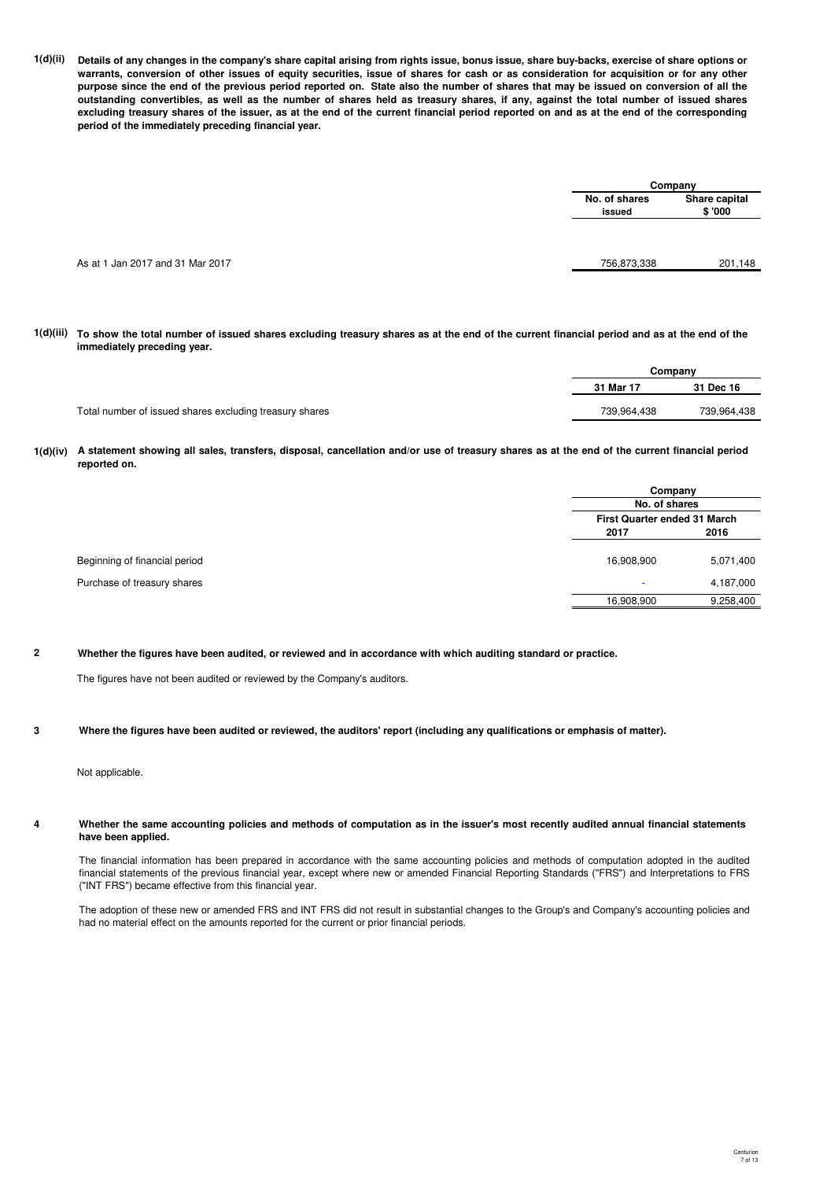**1(d)(ii)** **Details of any changes in the company's share capital arising from rights issue, bonus issue, share buy-backs, exercise of share options or warrants, conversion of other issues of equity securities, issue of shares for cash or as consideration for acquisition or for any other purpose since the end of the previous period reported on. State also the number of shares that may be issued on conversion of all the outstanding convertibles, as well as the number of shares held as treasury shares, if any, against the total number of issued shares excluding treasury shares of the issuer, as at the end of the current financial period reported on and as at the end of the corresponding period of the immediately preceding financial year.**

| | Company | |
|---|---|---|
| | **No. of shares issued** | **Share capital $ '000** |
| As at 1 Jan 2017 and 31 Mar 2017 | 756,873,338 | 201,148 |

**1(d)(iii)** **To show the total number of issued shares excluding treasury shares as at the end of the current financial period and as at the end of the immediately preceding year.**

| | Company | |
|---|---|---|
| | **31 Mar 17** | **31 Dec 16** |
| Total number of issued shares excluding treasury shares | 739,964,438 | 739,964,438 |

**1(d)(iv)** **A statement showing all sales, transfers, disposal, cancellation and/or use of treasury shares as at the end of the current financial period reported on.**

| | Company | |
|---|---|---|
| | No. of shares | |
| | First Quarter ended 31 March | |
| | **2017** | **2016** |
| Beginning of financial period | 16,908,900 | 5,071,400 |
| Purchase of treasury shares | - | 4,187,000 |
| | 16,908,900 | 9,258,400 |

**2** **Whether the figures have been audited, or reviewed and in accordance with which auditing standard or practice.**

The figures have not been audited or reviewed by the Company's auditors.

**3** **Where the figures have been audited or reviewed, the auditors' report (including any qualifications or emphasis of matter).**

Not applicable.

**4** **Whether the same accounting policies and methods of computation as in the issuer's most recently audited annual financial statements have been applied.**

The financial information has been prepared in accordance with the same accounting policies and methods of computation adopted in the audited financial statements of the previous financial year, except where new or amended Financial Reporting Standards ("FRS") and Interpretations to FRS ("INT FRS") became effective from this financial year.

The adoption of these new or amended FRS and INT FRS did not result in substantial changes to the Group's and Company's accounting policies and had no material effect on the amounts reported for the current or prior financial periods.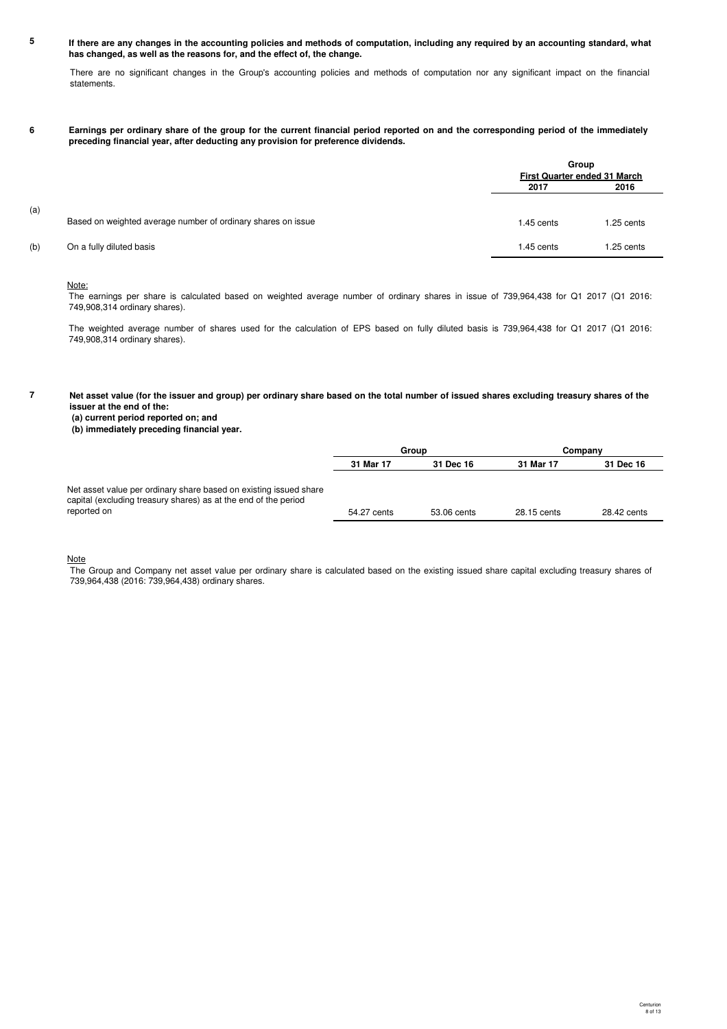**5 If there are any changes in the accounting policies and methods of computation, including any required by an accounting standard, what has changed, as well as the reasons for, and the effect of, the change.**

There are no significant changes in the Group's accounting policies and methods of computation nor any significant impact on the financial statements.

**6 Earnings per ordinary share of the group for the current financial period reported on and the corresponding period of the immediately preceding financial year, after deducting any provision for preference dividends.**

| | | Group | |
|---|---|---|---|
| | | First Quarter ended 31 March | |
| | | 2017 | 2016 |
| (a) | Based on weighted average number of ordinary shares on issue | 1.45 cents | 1.25 cents |
| (b) | On a fully diluted basis | 1.45 cents | 1.25 cents |

Note:
The earnings per share is calculated based on weighted average number of ordinary shares in issue of 739,964,438 for Q1 2017 (Q1 2016: 749,908,314 ordinary shares).

The weighted average number of shares used for the calculation of EPS based on fully diluted basis is 739,964,438 for Q1 2017 (Q1 2016: 749,908,314 ordinary shares).

**7 Net asset value (for the issuer and group) per ordinary share based on the total number of issued shares excluding treasury shares of the issuer at the end of the:**
**(a) current period reported on; and**
**(b) immediately preceding financial year.**

| | Group | | Company | |
|---|---|---|---|---|
| | 31 Mar 17 | 31 Dec 16 | 31 Mar 17 | 31 Dec 16 |
| Net asset value per ordinary share based on existing issued share capital (excluding treasury shares) as at the end of the period reported on | 54.27 cents | 53.06 cents | 28.15 cents | 28.42 cents |

Note
The Group and Company net asset value per ordinary share is calculated based on the existing issued share capital excluding treasury shares of 739,964,438 (2016: 739,964,438) ordinary shares.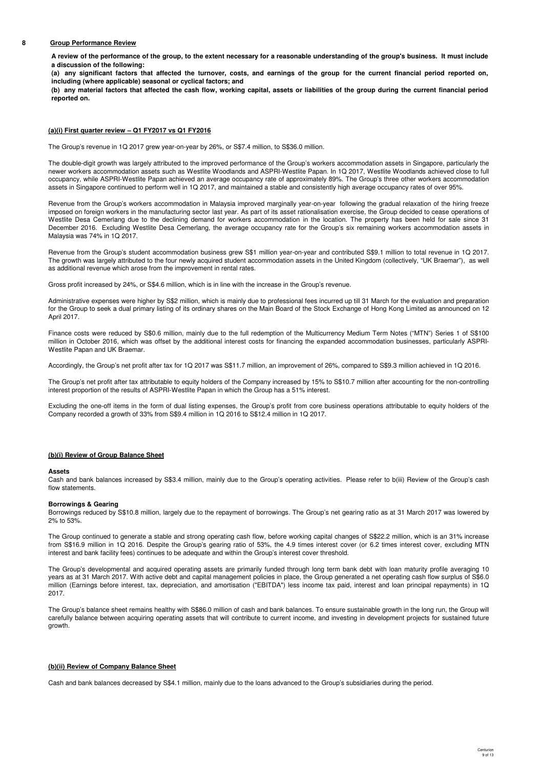## 8 Group Performance Review

**A review of the performance of the group, to the extent necessary for a reasonable understanding of the group's business. It must include a discussion of the following:**

**(a) any significant factors that affected the turnover, costs, and earnings of the group for the current financial period reported on, including (where applicable) seasonal or cyclical factors; and**

**(b) any material factors that affected the cash flow, working capital, assets or liabilities of the group during the current financial period reported on.**

### (a)(i) First quarter review – Q1 FY2017 vs Q1 FY2016

The Group's revenue in 1Q 2017 grew year-on-year by 26%, or S$7.4 million, to S$36.0 million.

The double-digit growth was largely attributed to the improved performance of the Group's workers accommodation assets in Singapore, particularly the newer workers accommodation assets such as Westlite Woodlands and ASPRI-Westlite Papan. In 1Q 2017, Westlite Woodlands achieved close to full occupancy, while ASPRI-Westlite Papan achieved an average occupancy rate of approximately 89%. The Group's three other workers accommodation assets in Singapore continued to perform well in 1Q 2017, and maintained a stable and consistently high average occupancy rates of over 95%.

Revenue from the Group's workers accommodation in Malaysia improved marginally year-on-year following the gradual relaxation of the hiring freeze imposed on foreign workers in the manufacturing sector last year. As part of its asset rationalisation exercise, the Group decided to cease operations of Westlite Desa Cemerlang due to the declining demand for workers accommodation in the location. The property has been held for sale since 31 December 2016. Excluding Westlite Desa Cemerlang, the average occupancy rate for the Group's six remaining workers accommodation assets in Malaysia was 74% in 1Q 2017.

Revenue from the Group's student accommodation business grew S$1 million year-on-year and contributed S$9.1 million to total revenue in 1Q 2017. The growth was largely attributed to the four newly acquired student accommodation assets in the United Kingdom (collectively, "UK Braemar"), as well as additional revenue which arose from the improvement in rental rates.

Gross profit increased by 24%, or S$4.6 million, which is in line with the increase in the Group's revenue.

Administrative expenses were higher by S$2 million, which is mainly due to professional fees incurred up till 31 March for the evaluation and preparation for the Group to seek a dual primary listing of its ordinary shares on the Main Board of the Stock Exchange of Hong Kong Limited as announced on 12 April 2017.

Finance costs were reduced by S$0.6 million, mainly due to the full redemption of the Multicurrency Medium Term Notes ("MTN") Series 1 of S$100 million in October 2016, which was offset by the additional interest costs for financing the expanded accommodation businesses, particularly ASPRI-Westlite Papan and UK Braemar.

Accordingly, the Group's net profit after tax for 1Q 2017 was S$11.7 million, an improvement of 26%, compared to S$9.3 million achieved in 1Q 2016.

The Group's net profit after tax attributable to equity holders of the Company increased by 15% to S$10.7 million after accounting for the non-controlling interest proportion of the results of ASPRI-Westlite Papan in which the Group has a 51% interest.

Excluding the one-off items in the form of dual listing expenses, the Group's profit from core business operations attributable to equity holders of the Company recorded a growth of 33% from S$9.4 million in 1Q 2016 to S$12.4 million in 1Q 2017.

### (b)(i) Review of Group Balance Sheet

**Assets**

Cash and bank balances increased by S$3.4 million, mainly due to the Group's operating activities. Please refer to b(iii) Review of the Group's cash flow statements.

**Borrowings & Gearing**

Borrowings reduced by S$10.8 million, largely due to the repayment of borrowings. The Group's net gearing ratio as at 31 March 2017 was lowered by 2% to 53%.

The Group continued to generate a stable and strong operating cash flow, before working capital changes of S$22.2 million, which is an 31% increase from S$16.9 million in 1Q 2016. Despite the Group's gearing ratio of 53%, the 4.9 times interest cover (or 6.2 times interest cover, excluding MTN interest and bank facility fees) continues to be adequate and within the Group's interest cover threshold.

The Group's developmental and acquired operating assets are primarily funded through long term bank debt with loan maturity profile averaging 10 years as at 31 March 2017. With active debt and capital management policies in place, the Group generated a net operating cash flow surplus of S$6.0 million (Earnings before interest, tax, depreciation, and amortisation ("EBITDA") less income tax paid, interest and loan principal repayments) in 1Q 2017.

The Group's balance sheet remains healthy with S$86.0 million of cash and bank balances. To ensure sustainable growth in the long run, the Group will carefully balance between acquiring operating assets that will contribute to current income, and investing in development projects for sustained future growth.

### (b)(ii) Review of Company Balance Sheet

Cash and bank balances decreased by S$4.1 million, mainly due to the loans advanced to the Group's subsidiaries during the period.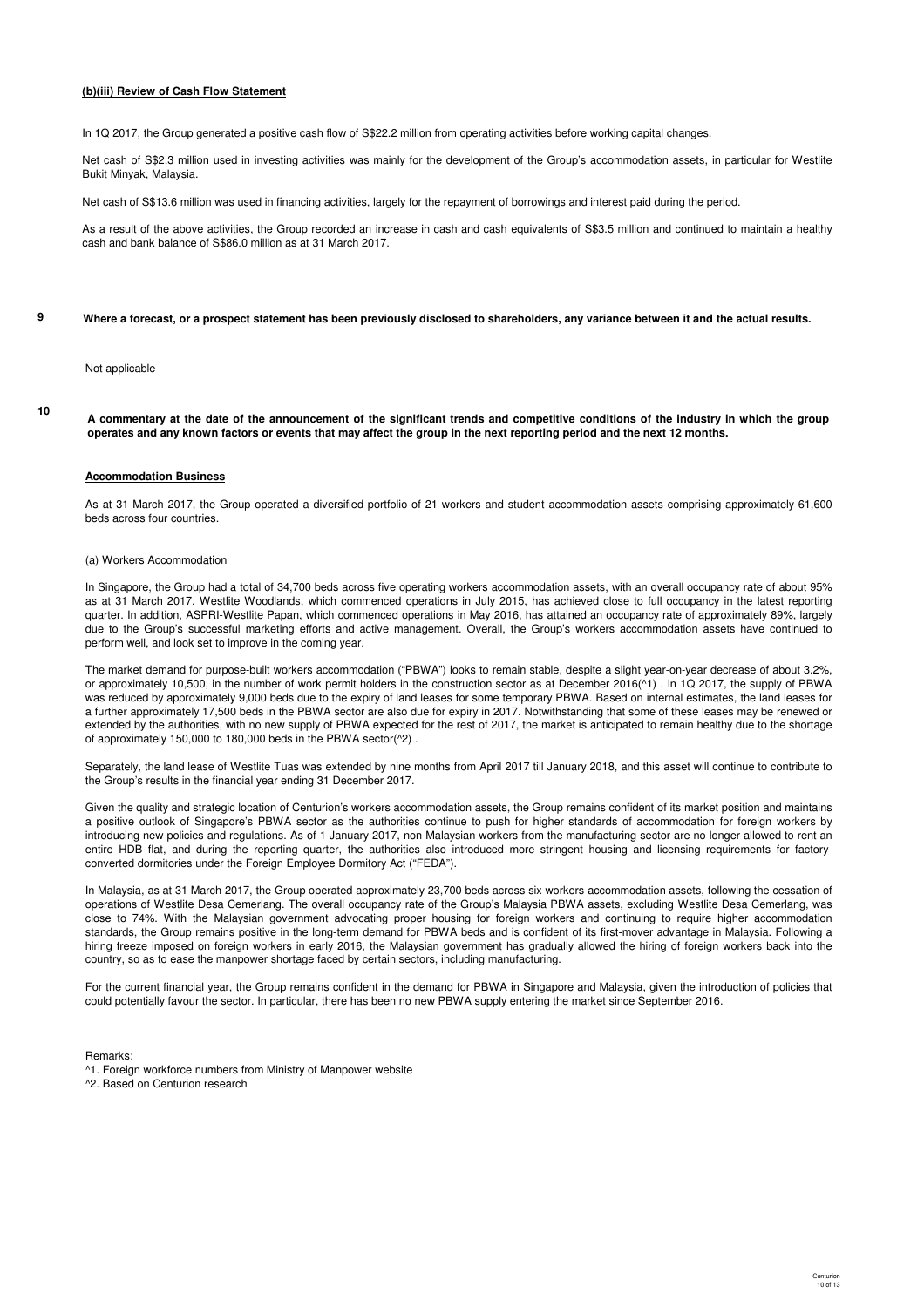**(b)(iii) Review of Cash Flow Statement**

In 1Q 2017, the Group generated a positive cash flow of S$22.2 million from operating activities before working capital changes.

Net cash of S$2.3 million used in investing activities was mainly for the development of the Group's accommodation assets, in particular for Westlite Bukit Minyak, Malaysia.

Net cash of S$13.6 million was used in financing activities, largely for the repayment of borrowings and interest paid during the period.

As a result of the above activities, the Group recorded an increase in cash and cash equivalents of S$3.5 million and continued to maintain a healthy cash and bank balance of S$86.0 million as at 31 March 2017.

**9 Where a forecast, or a prospect statement has been previously disclosed to shareholders, any variance between it and the actual results.**

Not applicable

**10 A commentary at the date of the announcement of the significant trends and competitive conditions of the industry in which the group operates and any known factors or events that may affect the group in the next reporting period and the next 12 months.**

**Accommodation Business**

As at 31 March 2017, the Group operated a diversified portfolio of 21 workers and student accommodation assets comprising approximately 61,600 beds across four countries.

(a) Workers Accommodation

In Singapore, the Group had a total of 34,700 beds across five operating workers accommodation assets, with an overall occupancy rate of about 95% as at 31 March 2017. Westlite Woodlands, which commenced operations in July 2015, has achieved close to full occupancy in the latest reporting quarter. In addition, ASPRI-Westlite Papan, which commenced operations in May 2016, has attained an occupancy rate of approximately 89%, largely due to the Group's successful marketing efforts and active management. Overall, the Group's workers accommodation assets have continued to perform well, and look set to improve in the coming year.

The market demand for purpose-built workers accommodation ("PBWA") looks to remain stable, despite a slight year-on-year decrease of about 3.2%, or approximately 10,500, in the number of work permit holders in the construction sector as at December 2016(^1) . In 1Q 2017, the supply of PBWA was reduced by approximately 9,000 beds due to the expiry of land leases for some temporary PBWA. Based on internal estimates, the land leases for a further approximately 17,500 beds in the PBWA sector are also due for expiry in 2017. Notwithstanding that some of these leases may be renewed or extended by the authorities, with no new supply of PBWA expected for the rest of 2017, the market is anticipated to remain healthy due to the shortage of approximately 150,000 to 180,000 beds in the PBWA sector(^2) .

Separately, the land lease of Westlite Tuas was extended by nine months from April 2017 till January 2018, and this asset will continue to contribute to the Group's results in the financial year ending 31 December 2017.

Given the quality and strategic location of Centurion's workers accommodation assets, the Group remains confident of its market position and maintains a positive outlook of Singapore's PBWA sector as the authorities continue to push for higher standards of accommodation for foreign workers by introducing new policies and regulations. As of 1 January 2017, non-Malaysian workers from the manufacturing sector are no longer allowed to rent an entire HDB flat, and during the reporting quarter, the authorities also introduced more stringent housing and licensing requirements for factory-converted dormitories under the Foreign Employee Dormitory Act ("FEDA").

In Malaysia, as at 31 March 2017, the Group operated approximately 23,700 beds across six workers accommodation assets, following the cessation of operations of Westlite Desa Cemerlang. The overall occupancy rate of the Group's Malaysia PBWA assets, excluding Westlite Desa Cemerlang, was close to 74%. With the Malaysian government advocating proper housing for foreign workers and continuing to require higher accommodation standards, the Group remains positive in the long-term demand for PBWA beds and is confident of its first-mover advantage in Malaysia. Following a hiring freeze imposed on foreign workers in early 2016, the Malaysian government has gradually allowed the hiring of foreign workers back into the country, so as to ease the manpower shortage faced by certain sectors, including manufacturing.

For the current financial year, the Group remains confident in the demand for PBWA in Singapore and Malaysia, given the introduction of policies that could potentially favour the sector. In particular, there has been no new PBWA supply entering the market since September 2016.

Remarks:
^1. Foreign workforce numbers from Ministry of Manpower website
^2. Based on Centurion research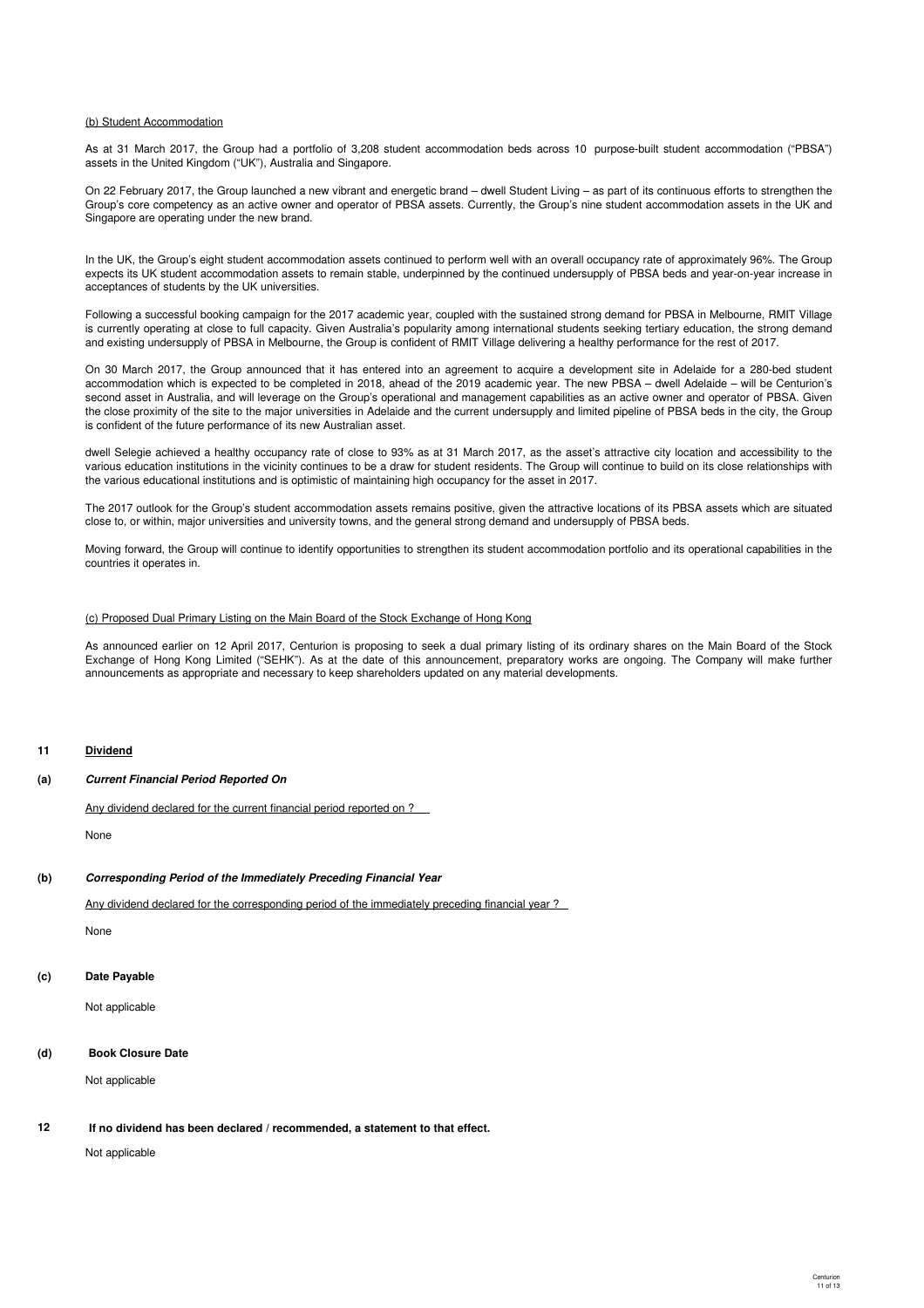(b) Student Accommodation

As at 31 March 2017, the Group had a portfolio of 3,208 student accommodation beds across 10 purpose-built student accommodation ("PBSA") assets in the United Kingdom ("UK"), Australia and Singapore.

On 22 February 2017, the Group launched a new vibrant and energetic brand – dwell Student Living – as part of its continuous efforts to strengthen the Group's core competency as an active owner and operator of PBSA assets. Currently, the Group's nine student accommodation assets in the UK and Singapore are operating under the new brand.

In the UK, the Group's eight student accommodation assets continued to perform well with an overall occupancy rate of approximately 96%. The Group expects its UK student accommodation assets to remain stable, underpinned by the continued undersupply of PBSA beds and year-on-year increase in acceptances of students by the UK universities.

Following a successful booking campaign for the 2017 academic year, coupled with the sustained strong demand for PBSA in Melbourne, RMIT Village is currently operating at close to full capacity. Given Australia's popularity among international students seeking tertiary education, the strong demand and existing undersupply of PBSA in Melbourne, the Group is confident of RMIT Village delivering a healthy performance for the rest of 2017.

On 30 March 2017, the Group announced that it has entered into an agreement to acquire a development site in Adelaide for a 280-bed student accommodation which is expected to be completed in 2018, ahead of the 2019 academic year. The new PBSA – dwell Adelaide – will be Centurion's second asset in Australia, and will leverage on the Group's operational and management capabilities as an active owner and operator of PBSA. Given the close proximity of the site to the major universities in Adelaide and the current undersupply and limited pipeline of PBSA beds in the city, the Group is confident of the future performance of its new Australian asset.

dwell Selegie achieved a healthy occupancy rate of close to 93% as at 31 March 2017, as the asset's attractive city location and accessibility to the various education institutions in the vicinity continues to be a draw for student residents. The Group will continue to build on its close relationships with the various educational institutions and is optimistic of maintaining high occupancy for the asset in 2017.

The 2017 outlook for the Group's student accommodation assets remains positive, given the attractive locations of its PBSA assets which are situated close to, or within, major universities and university towns, and the general strong demand and undersupply of PBSA beds.

Moving forward, the Group will continue to identify opportunities to strengthen its student accommodation portfolio and its operational capabilities in the countries it operates in.

(c) Proposed Dual Primary Listing on the Main Board of the Stock Exchange of Hong Kong

As announced earlier on 12 April 2017, Centurion is proposing to seek a dual primary listing of its ordinary shares on the Main Board of the Stock Exchange of Hong Kong Limited ("SEHK"). As at the date of this announcement, preparatory works are ongoing. The Company will make further announcements as appropriate and necessary to keep shareholders updated on any material developments.

## 11 Dividend

### (a) *Current Financial Period Reported On*

Any dividend declared for the current financial period reported on ?

None

### (b) *Corresponding Period of the Immediately Preceding Financial Year*

Any dividend declared for the corresponding period of the immediately preceding financial year ?

None

### (c) Date Payable

Not applicable

### (d) Book Closure Date

Not applicable

## 12 If no dividend has been declared / recommended, a statement to that effect.

Not applicable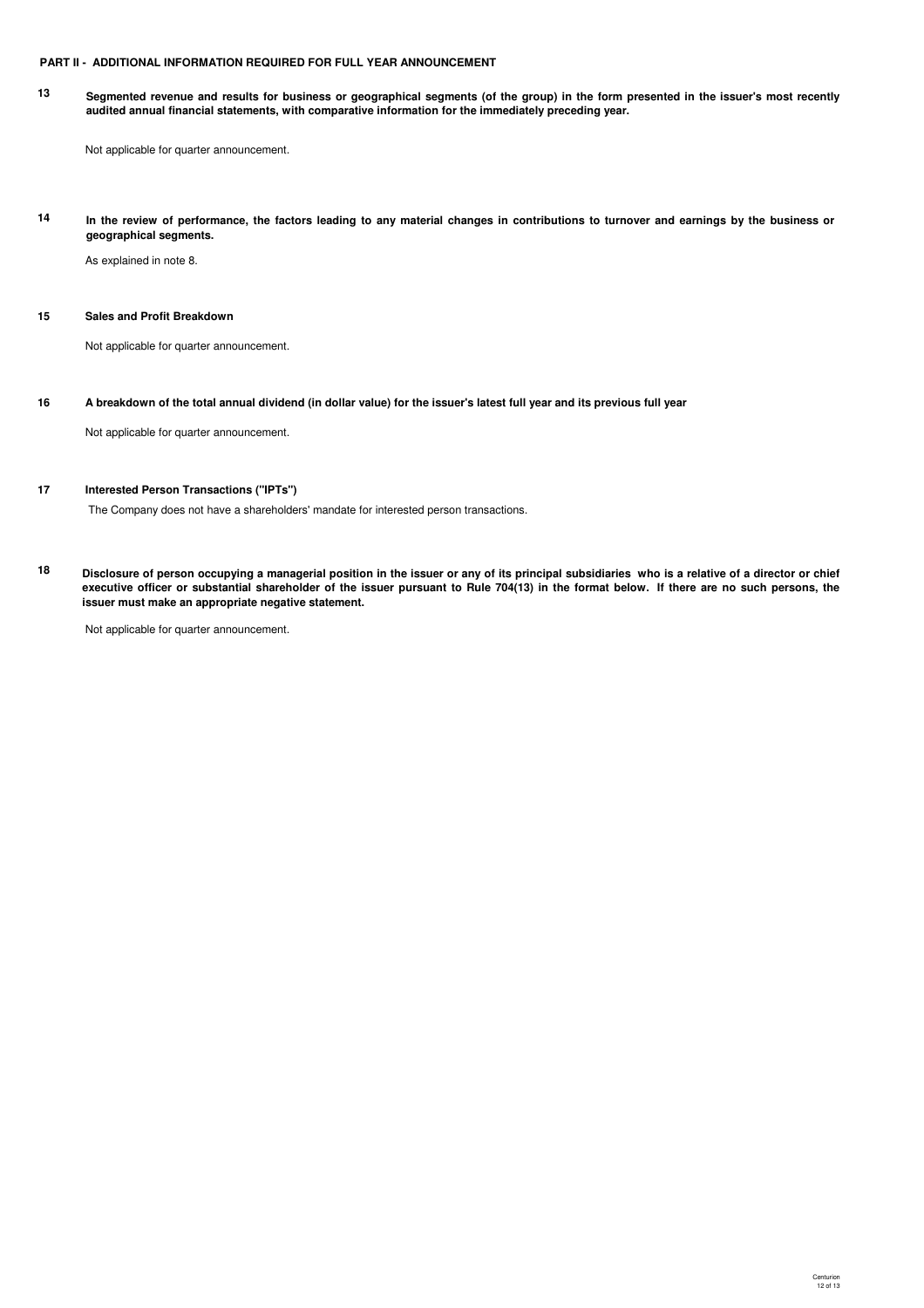## PART II - ADDITIONAL INFORMATION REQUIRED FOR FULL YEAR ANNOUNCEMENT

**13 Segmented revenue and results for business or geographical segments (of the group) in the form presented in the issuer's most recently audited annual financial statements, with comparative information for the immediately preceding year.**

Not applicable for quarter announcement.

**14 In the review of performance, the factors leading to any material changes in contributions to turnover and earnings by the business or geographical segments.**

As explained in note 8.

**15 Sales and Profit Breakdown**

Not applicable for quarter announcement.

**16 A breakdown of the total annual dividend (in dollar value) for the issuer's latest full year and its previous full year**

Not applicable for quarter announcement.

**17 Interested Person Transactions ("IPTs")**

The Company does not have a shareholders' mandate for interested person transactions.

**18 Disclosure of person occupying a managerial position in the issuer or any of its principal subsidiaries who is a relative of a director or chief executive officer or substantial shareholder of the issuer pursuant to Rule 704(13) in the format below. If there are no such persons, the issuer must make an appropriate negative statement.**

Not applicable for quarter announcement.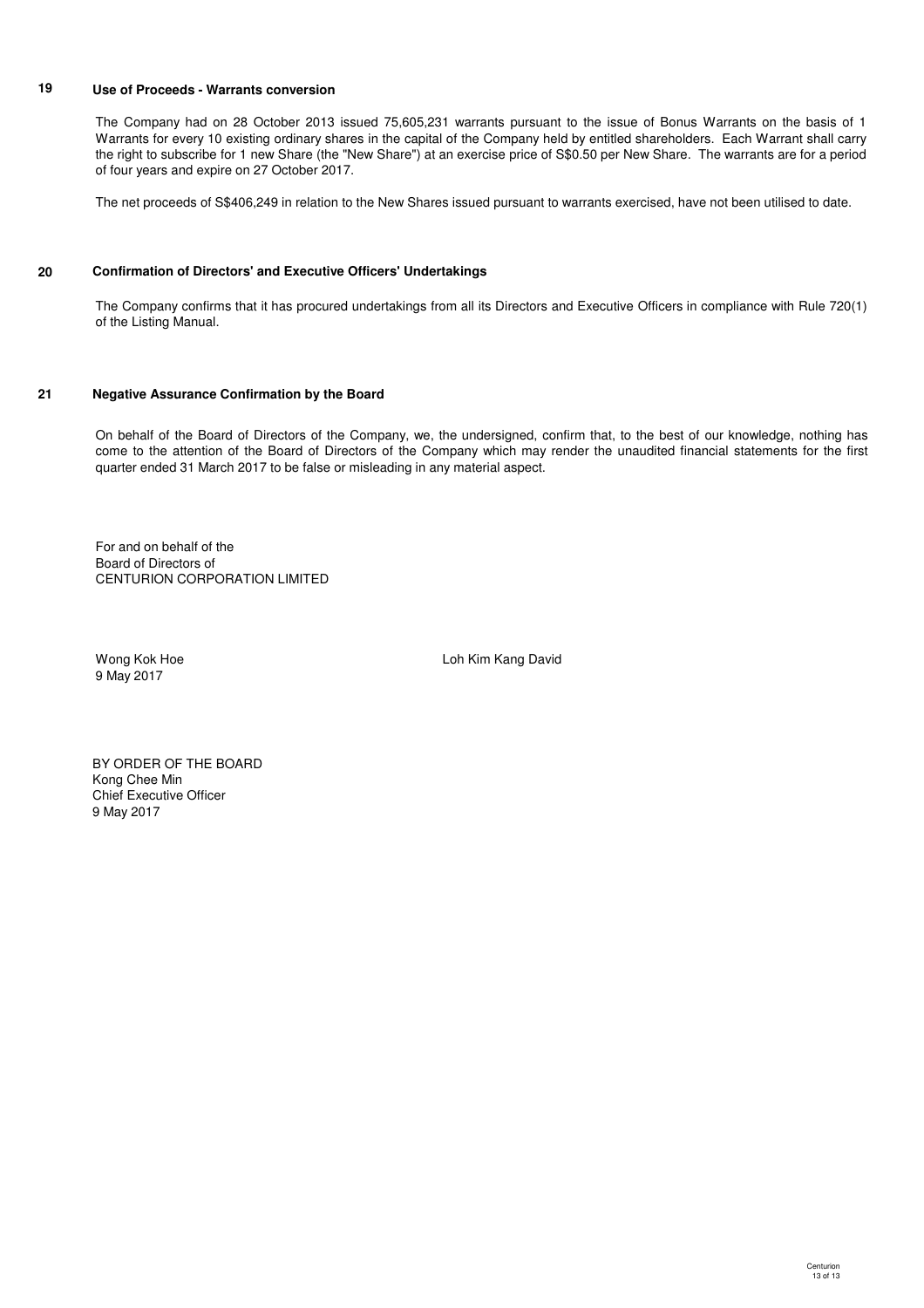## 19 Use of Proceeds - Warrants conversion

The Company had on 28 October 2013 issued 75,605,231 warrants pursuant to the issue of Bonus Warrants on the basis of 1 Warrants for every 10 existing ordinary shares in the capital of the Company held by entitled shareholders. Each Warrant shall carry the right to subscribe for 1 new Share (the "New Share") at an exercise price of S$0.50 per New Share. The warrants are for a period of four years and expire on 27 October 2017.

The net proceeds of S$406,249 in relation to the New Shares issued pursuant to warrants exercised, have not been utilised to date.

## 20 Confirmation of Directors' and Executive Officers' Undertakings

The Company confirms that it has procured undertakings from all its Directors and Executive Officers in compliance with Rule 720(1) of the Listing Manual.

## 21 Negative Assurance Confirmation by the Board

On behalf of the Board of Directors of the Company, we, the undersigned, confirm that, to the best of our knowledge, nothing has come to the attention of the Board of Directors of the Company which may render the unaudited financial statements for the first quarter ended 31 March 2017 to be false or misleading in any material aspect.

For and on behalf of the
Board of Directors of
CENTURION CORPORATION LIMITED

Wong Kok Hoe
9 May 2017

Loh Kim Kang David

BY ORDER OF THE BOARD
Kong Chee Min
Chief Executive Officer
9 May 2017